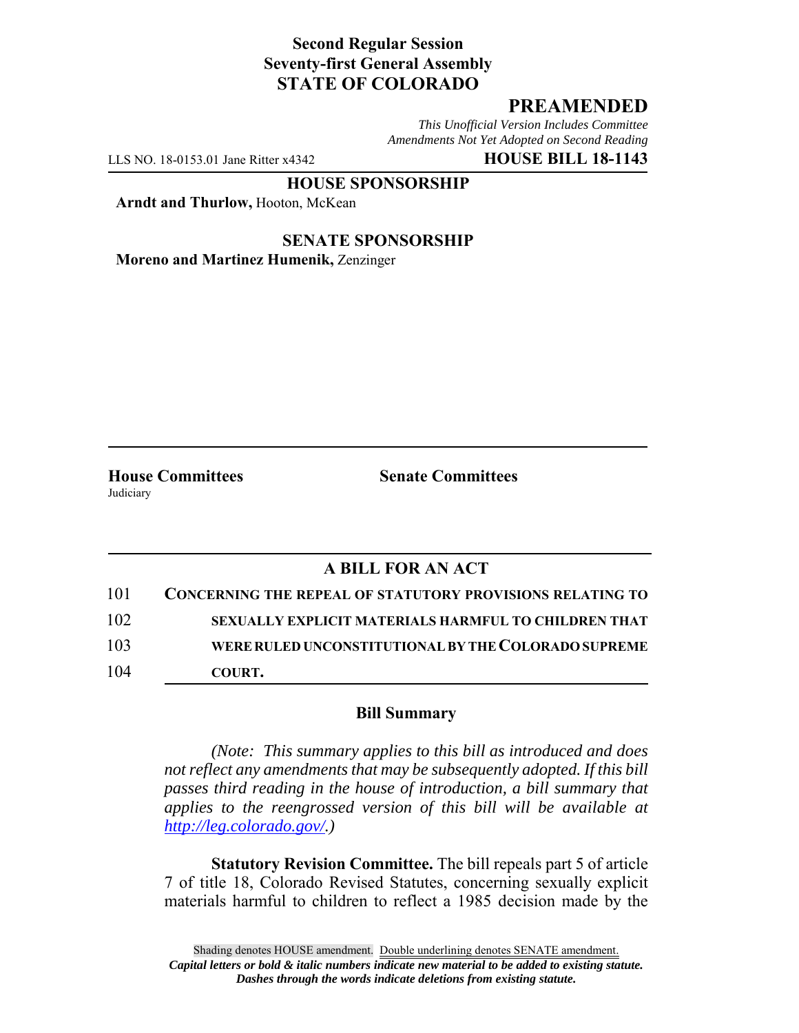**Second Regular Session**
**Seventy-first General Assembly**
**STATE OF COLORADO**

## PREAMENDED

*This Unofficial Version Includes Committee Amendments Not Yet Adopted on Second Reading*

LLS NO. 18-0153.01 Jane Ritter x4342 **HOUSE BILL 18-1143**

**HOUSE SPONSORSHIP**

**Arndt and Thurlow,** Hooton, McKean

**SENATE SPONSORSHIP**

**Moreno and Martinez Humenik,** Zenzinger

**House Committees**
Judiciary

**Senate Committees**

### A BILL FOR AN ACT

101 **CONCERNING THE REPEAL OF STATUTORY PROVISIONS RELATING TO**
102 **SEXUALLY EXPLICIT MATERIALS HARMFUL TO CHILDREN THAT**
103 **WERE RULED UNCONSTITUTIONAL BY THE COLORADO SUPREME**
104 **COURT.**

### Bill Summary

*(Note: This summary applies to this bill as introduced and does not reflect any amendments that may be subsequently adopted. If this bill passes third reading in the house of introduction, a bill summary that applies to the reengrossed version of this bill will be available at http://leg.colorado.gov/.)*

**Statutory Revision Committee.** The bill repeals part 5 of article 7 of title 18, Colorado Revised Statutes, concerning sexually explicit materials harmful to children to reflect a 1985 decision made by the

Shading denotes HOUSE amendment. Double underlining denotes SENATE amendment.
*Capital letters or bold & italic numbers indicate new material to be added to existing statute.*
*Dashes through the words indicate deletions from existing statute.*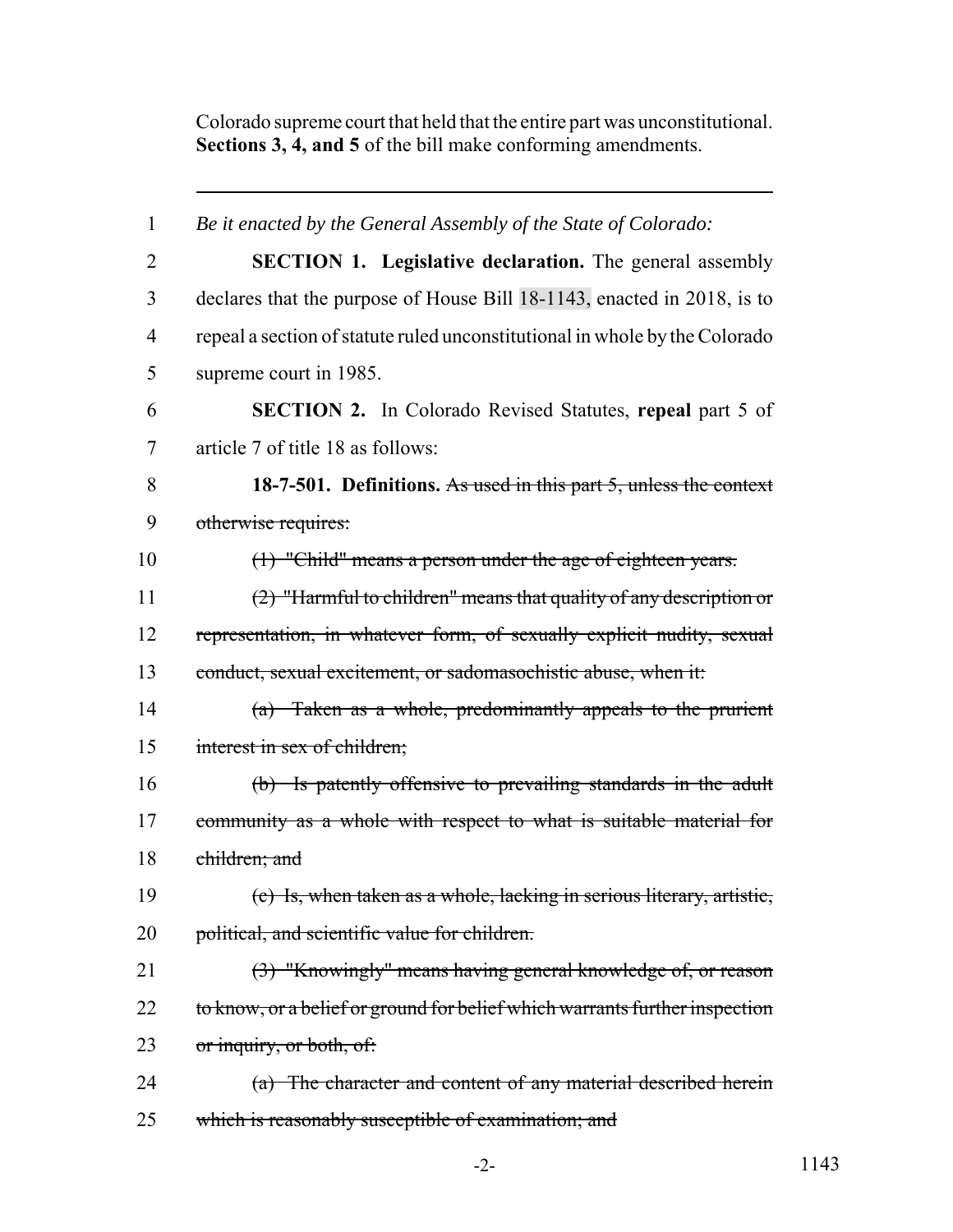Colorado supreme court that held that the entire part was unconstitutional. **Sections 3, 4, and 5** of the bill make conforming amendments.

---

1 *Be it enacted by the General Assembly of the State of Colorado:*

2 **SECTION 1. Legislative declaration.** The general assembly
3 declares that the purpose of House Bill 18-1143, enacted in 2018, is to
4 repeal a section of statute ruled unconstitutional in whole by the Colorado
5 supreme court in 1985.

6 **SECTION 2.** In Colorado Revised Statutes, **repeal** part 5 of
7 article 7 of title 18 as follows:

8 **18-7-501. Definitions.** ~~As used in this part 5, unless the context~~
9 ~~otherwise requires:~~

10 ~~(1) "Child" means a person under the age of eighteen years.~~

11 ~~(2) "Harmful to children" means that quality of any description or~~
12 ~~representation, in whatever form, of sexually explicit nudity, sexual~~
13 ~~conduct, sexual excitement, or sadomasochistic abuse, when it:~~

14 ~~(a) Taken as a whole, predominantly appeals to the prurient~~
15 ~~interest in sex of children;~~

16 ~~(b) Is patently offensive to prevailing standards in the adult~~
17 ~~community as a whole with respect to what is suitable material for~~
18 ~~children; and~~

19 ~~(c) Is, when taken as a whole, lacking in serious literary, artistic,~~
20 ~~political, and scientific value for children.~~

21 ~~(3) "Knowingly" means having general knowledge of, or reason~~
22 ~~to know, or a belief or ground for belief which warrants further inspection~~
23 ~~or inquiry, or both, of:~~

24 ~~(a) The character and content of any material described herein~~
25 ~~which is reasonably susceptible of examination; and~~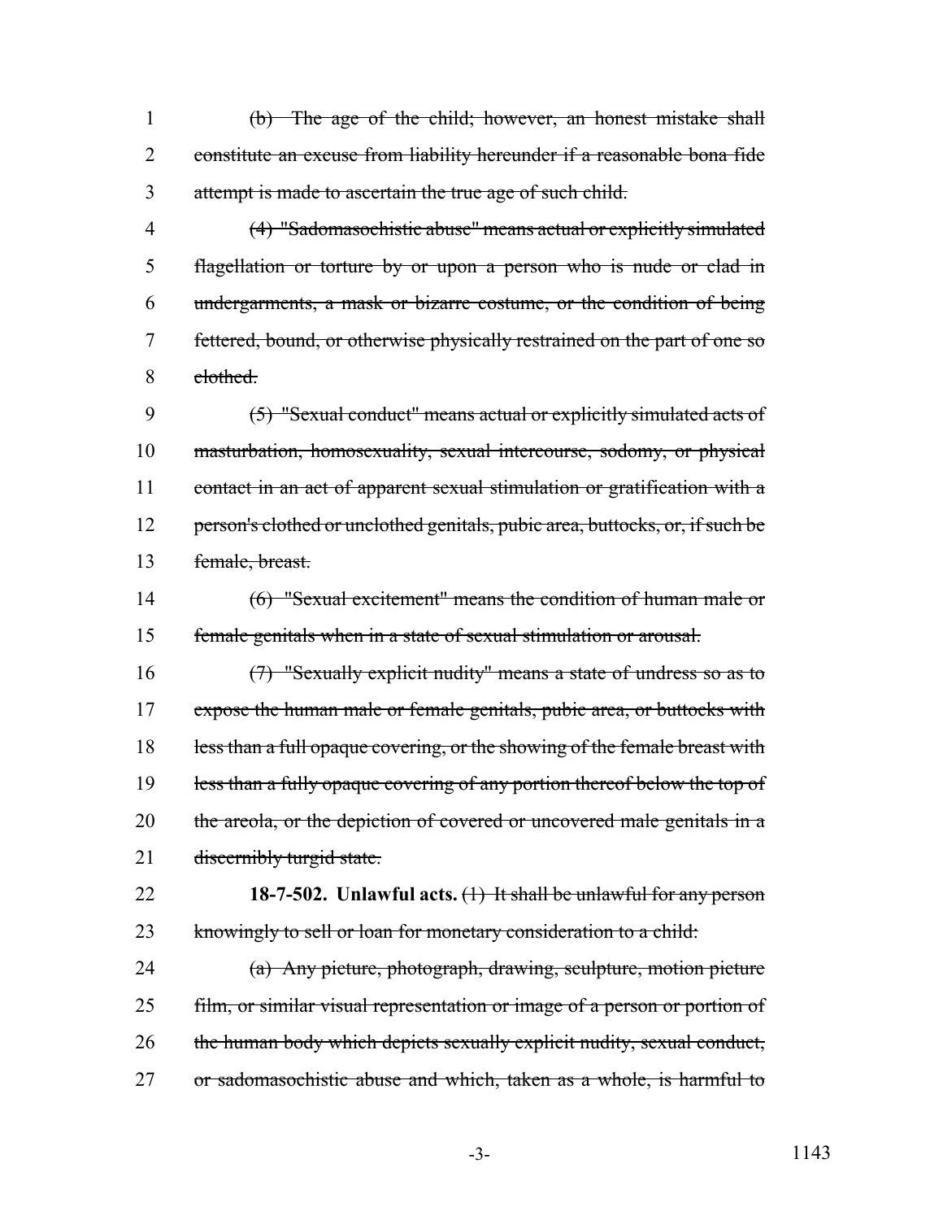~~(b) The age of the child; however, an honest mistake shall constitute an excuse from liability hereunder if a reasonable bona fide attempt is made to ascertain the true age of such child.~~

~~(4) "Sadomasochistic abuse" means actual or explicitly simulated flagellation or torture by or upon a person who is nude or clad in undergarments, a mask or bizarre costume, or the condition of being fettered, bound, or otherwise physically restrained on the part of one so clothed.~~

~~(5) "Sexual conduct" means actual or explicitly simulated acts of masturbation, homosexuality, sexual intercourse, sodomy, or physical contact in an act of apparent sexual stimulation or gratification with a person's clothed or unclothed genitals, pubic area, buttocks, or, if such be female, breast.~~

~~(6) "Sexual excitement" means the condition of human male or female genitals when in a state of sexual stimulation or arousal.~~

~~(7) "Sexually explicit nudity" means a state of undress so as to expose the human male or female genitals, pubic area, or buttocks with less than a full opaque covering, or the showing of the female breast with less than a fully opaque covering of any portion thereof below the top of the areola, or the depiction of covered or uncovered male genitals in a discernibly turgid state.~~

**18-7-502. Unlawful acts.** ~~(1) It shall be unlawful for any person knowingly to sell or loan for monetary consideration to a child:~~

~~(a) Any picture, photograph, drawing, sculpture, motion picture film, or similar visual representation or image of a person or portion of the human body which depicts sexually explicit nudity, sexual conduct, or sadomasochistic abuse and which, taken as a whole, is harmful to~~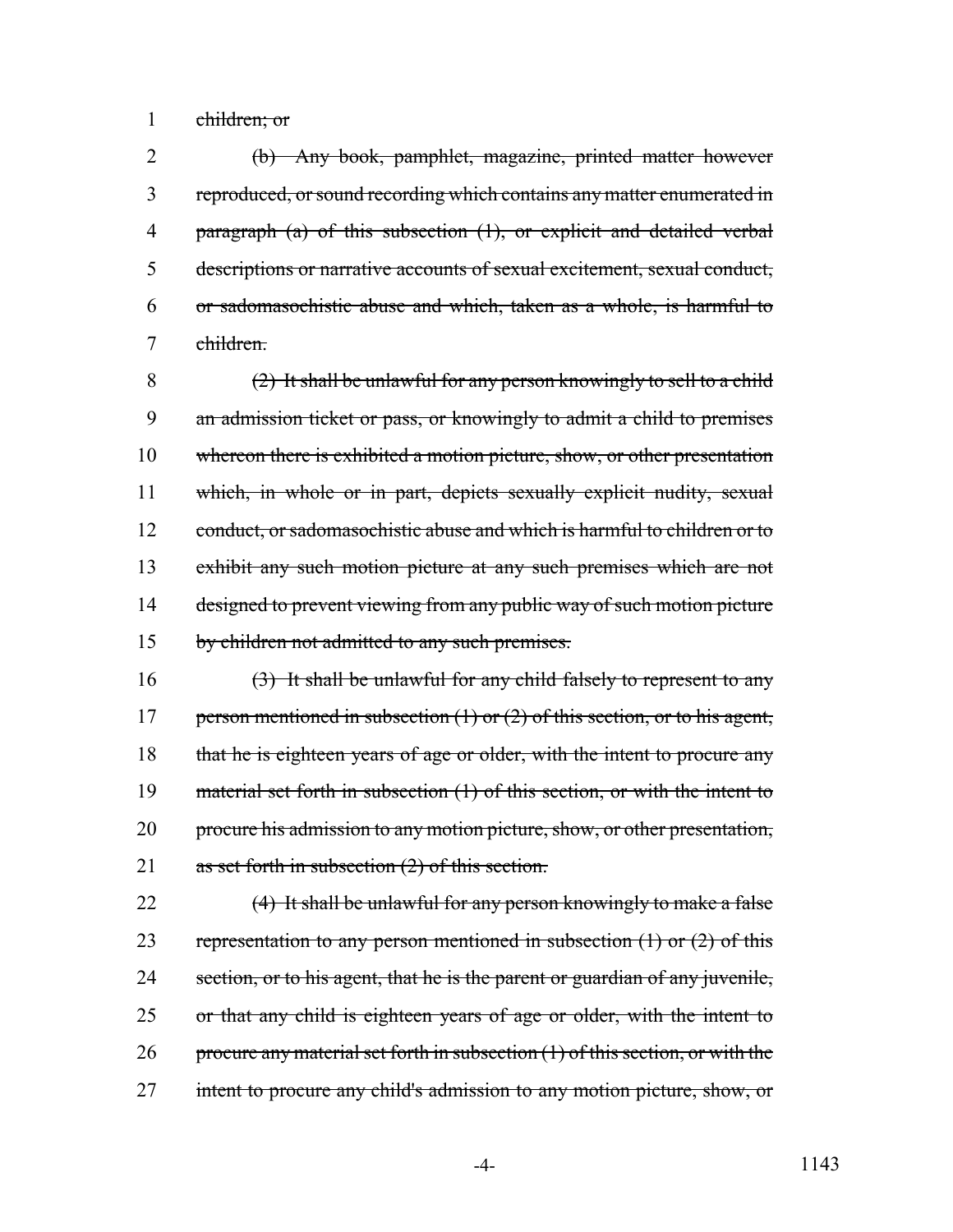~~children; or~~

~~(b) Any book, pamphlet, magazine, printed matter however reproduced, or sound recording which contains any matter enumerated in paragraph (a) of this subsection (1), or explicit and detailed verbal descriptions or narrative accounts of sexual excitement, sexual conduct, or sadomasochistic abuse and which, taken as a whole, is harmful to children.~~

~~(2) It shall be unlawful for any person knowingly to sell to a child an admission ticket or pass, or knowingly to admit a child to premises whereon there is exhibited a motion picture, show, or other presentation which, in whole or in part, depicts sexually explicit nudity, sexual conduct, or sadomasochistic abuse and which is harmful to children or to exhibit any such motion picture at any such premises which are not designed to prevent viewing from any public way of such motion picture by children not admitted to any such premises.~~

~~(3) It shall be unlawful for any child falsely to represent to any person mentioned in subsection (1) or (2) of this section, or to his agent, that he is eighteen years of age or older, with the intent to procure any material set forth in subsection (1) of this section, or with the intent to procure his admission to any motion picture, show, or other presentation, as set forth in subsection (2) of this section.~~

~~(4) It shall be unlawful for any person knowingly to make a false representation to any person mentioned in subsection (1) or (2) of this section, or to his agent, that he is the parent or guardian of any juvenile, or that any child is eighteen years of age or older, with the intent to procure any material set forth in subsection (1) of this section, or with the intent to procure any child's admission to any motion picture, show, or~~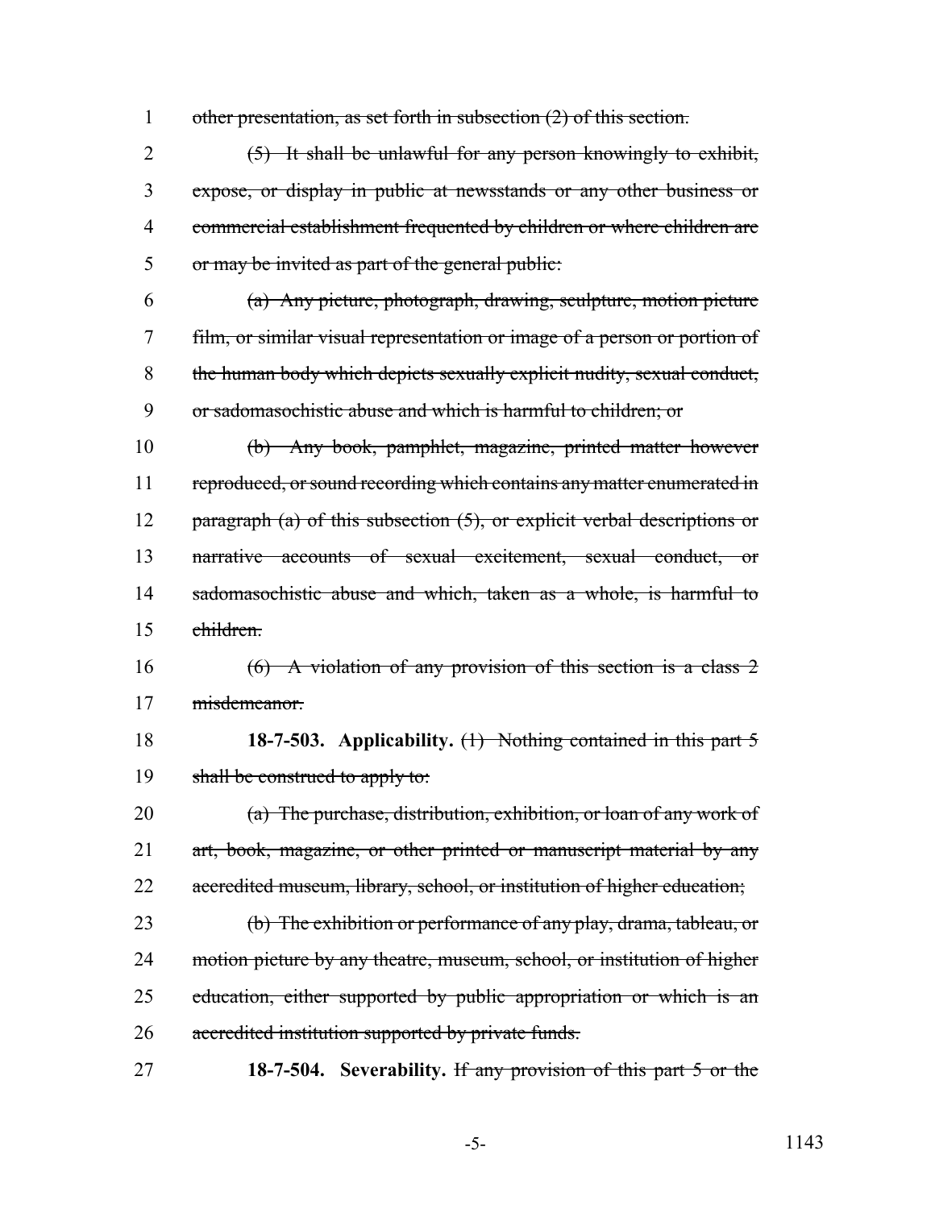~~other presentation, as set forth in subsection (2) of this section.~~

~~(5) It shall be unlawful for any person knowingly to exhibit, expose, or display in public at newsstands or any other business or commercial establishment frequented by children or where children are or may be invited as part of the general public:~~

~~(a) Any picture, photograph, drawing, sculpture, motion picture film, or similar visual representation or image of a person or portion of the human body which depicts sexually explicit nudity, sexual conduct, or sadomasochistic abuse and which is harmful to children; or~~

~~(b) Any book, pamphlet, magazine, printed matter however reproduced, or sound recording which contains any matter enumerated in paragraph (a) of this subsection (5), or explicit verbal descriptions or narrative accounts of sexual excitement, sexual conduct, or sadomasochistic abuse and which, taken as a whole, is harmful to children.~~

~~(6) A violation of any provision of this section is a class 2 misdemeanor.~~

**18-7-503. Applicability.** ~~(1) Nothing contained in this part 5 shall be construed to apply to:~~

~~(a) The purchase, distribution, exhibition, or loan of any work of art, book, magazine, or other printed or manuscript material by any accredited museum, library, school, or institution of higher education;~~

~~(b) The exhibition or performance of any play, drama, tableau, or motion picture by any theatre, museum, school, or institution of higher education, either supported by public appropriation or which is an accredited institution supported by private funds.~~

**18-7-504. Severability.** ~~If any provision of this part 5 or the~~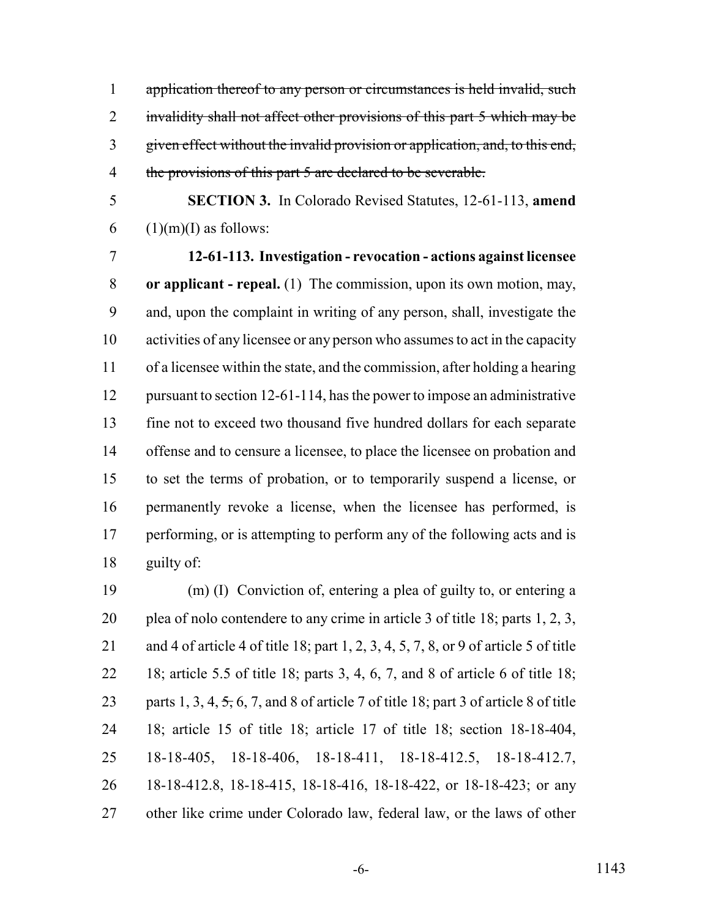~~application thereof to any person or circumstances is held invalid, such invalidity shall not affect other provisions of this part 5 which may be given effect without the invalid provision or application, and, to this end, the provisions of this part 5 are declared to be severable.~~

**SECTION 3.** In Colorado Revised Statutes, 12-61-113, **amend** (1)(m)(I) as follows:

**12-61-113. Investigation - revocation - actions against licensee or applicant - repeal.** (1) The commission, upon its own motion, may, and, upon the complaint in writing of any person, shall, investigate the activities of any licensee or any person who assumes to act in the capacity of a licensee within the state, and the commission, after holding a hearing pursuant to section 12-61-114, has the power to impose an administrative fine not to exceed two thousand five hundred dollars for each separate offense and to censure a licensee, to place the licensee on probation and to set the terms of probation, or to temporarily suspend a license, or permanently revoke a license, when the licensee has performed, is performing, or is attempting to perform any of the following acts and is guilty of:

(m) (I) Conviction of, entering a plea of guilty to, or entering a plea of nolo contendere to any crime in article 3 of title 18; parts 1, 2, 3, and 4 of article 4 of title 18; part 1, 2, 3, 4, 5, 7, 8, or 9 of article 5 of title 18; article 5.5 of title 18; parts 3, 4, 6, 7, and 8 of article 6 of title 18; parts 1, 3, 4, ~~5,~~ 6, 7, and 8 of article 7 of title 18; part 3 of article 8 of title 18; article 15 of title 18; article 17 of title 18; section 18-18-404, 18-18-405, 18-18-406, 18-18-411, 18-18-412.5, 18-18-412.7, 18-18-412.8, 18-18-415, 18-18-416, 18-18-422, or 18-18-423; or any other like crime under Colorado law, federal law, or the laws of other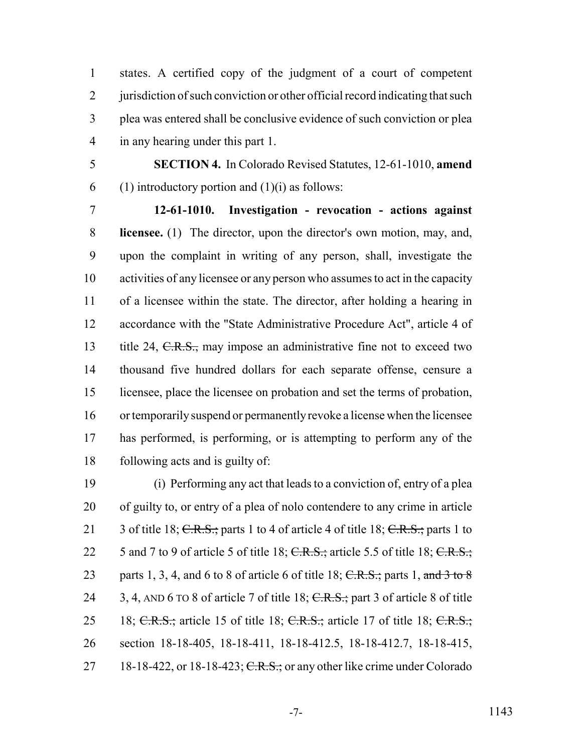states. A certified copy of the judgment of a court of competent jurisdiction of such conviction or other official record indicating that such plea was entered shall be conclusive evidence of such conviction or plea in any hearing under this part 1.

**SECTION 4.** In Colorado Revised Statutes, 12-61-1010, **amend** (1) introductory portion and (1)(i) as follows:

**12-61-1010. Investigation - revocation - actions against licensee.** (1) The director, upon the director's own motion, may, and, upon the complaint in writing of any person, shall, investigate the activities of any licensee or any person who assumes to act in the capacity of a licensee within the state. The director, after holding a hearing in accordance with the "State Administrative Procedure Act", article 4 of title 24, ~~C.R.S.,~~ may impose an administrative fine not to exceed two thousand five hundred dollars for each separate offense, censure a licensee, place the licensee on probation and set the terms of probation, or temporarily suspend or permanently revoke a license when the licensee has performed, is performing, or is attempting to perform any of the following acts and is guilty of:

(i) Performing any act that leads to a conviction of, entry of a plea of guilty to, or entry of a plea of nolo contendere to any crime in article 3 of title 18; ~~C.R.S.;~~ parts 1 to 4 of article 4 of title 18; ~~C.R.S.;~~ parts 1 to 5 and 7 to 9 of article 5 of title 18; ~~C.R.S.;~~ article 5.5 of title 18; ~~C.R.S.;~~ parts 1, 3, 4, and 6 to 8 of article 6 of title 18; ~~C.R.S.;~~ parts 1, ~~and 3 to 8~~ 3, 4, AND 6 TO 8 of article 7 of title 18; ~~C.R.S.;~~ part 3 of article 8 of title 18; ~~C.R.S.;~~ article 15 of title 18; ~~C.R.S.;~~ article 17 of title 18; ~~C.R.S.;~~ section 18-18-405, 18-18-411, 18-18-412.5, 18-18-412.7, 18-18-415, 18-18-422, or 18-18-423; ~~C.R.S.;~~ or any other like crime under Colorado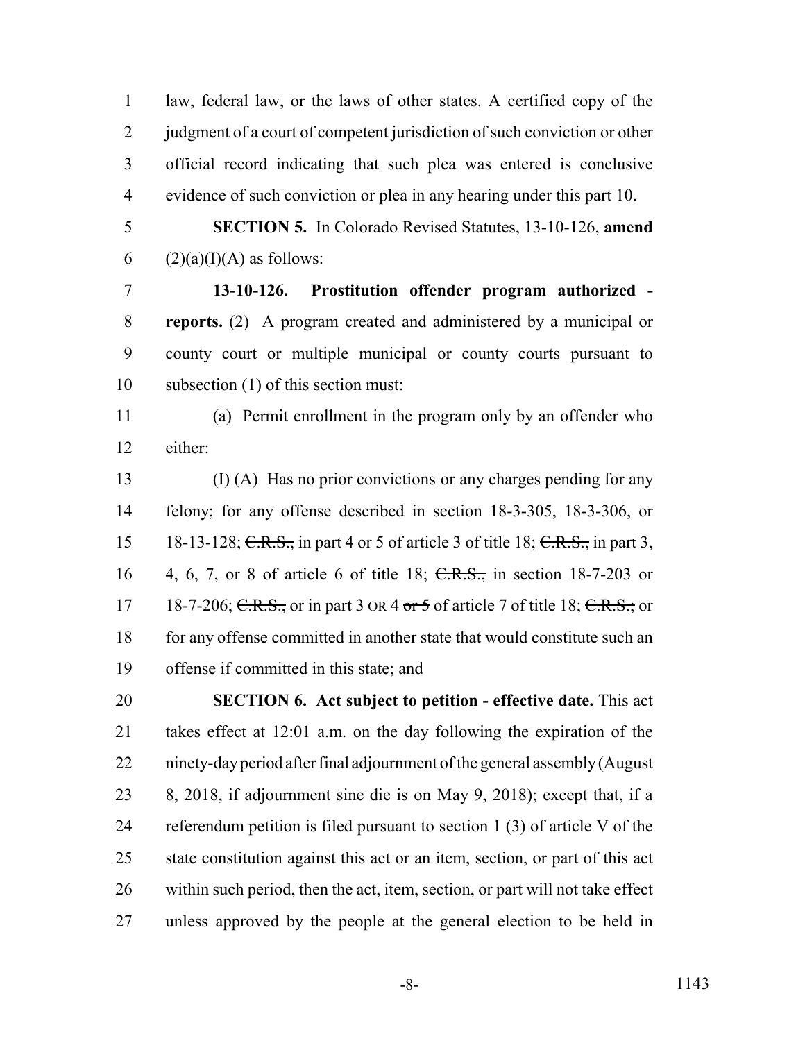law, federal law, or the laws of other states. A certified copy of the judgment of a court of competent jurisdiction of such conviction or other official record indicating that such plea was entered is conclusive evidence of such conviction or plea in any hearing under this part 10.

**SECTION 5.** In Colorado Revised Statutes, 13-10-126, **amend** (2)(a)(I)(A) as follows:

**13-10-126. Prostitution offender program authorized - reports.** (2) A program created and administered by a municipal or county court or multiple municipal or county courts pursuant to subsection (1) of this section must:

(a) Permit enrollment in the program only by an offender who either:

(I) (A) Has no prior convictions or any charges pending for any felony; for any offense described in section 18-3-305, 18-3-306, or 18-13-128; ~~C.R.S.,~~ in part 4 or 5 of article 3 of title 18; ~~C.R.S.,~~ in part 3, 4, 6, 7, or 8 of article 6 of title 18; ~~C.R.S.,~~ in section 18-7-203 or 18-7-206; ~~C.R.S.,~~ or in part 3 OR 4 ~~or 5~~ of article 7 of title 18; ~~C.R.S.;~~ or for any offense committed in another state that would constitute such an offense if committed in this state; and

**SECTION 6. Act subject to petition - effective date.** This act takes effect at 12:01 a.m. on the day following the expiration of the ninety-day period after final adjournment of the general assembly (August 8, 2018, if adjournment sine die is on May 9, 2018); except that, if a referendum petition is filed pursuant to section 1 (3) of article V of the state constitution against this act or an item, section, or part of this act within such period, then the act, item, section, or part will not take effect unless approved by the people at the general election to be held in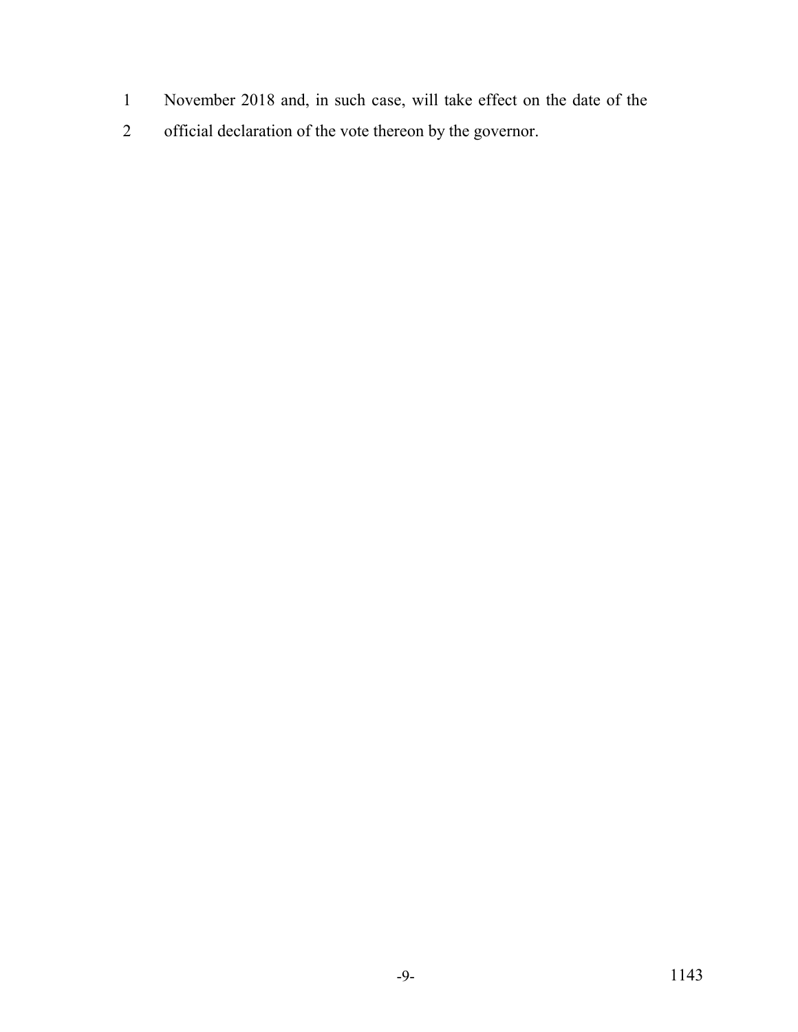November 2018 and, in such case, will take effect on the date of the official declaration of the vote thereon by the governor.